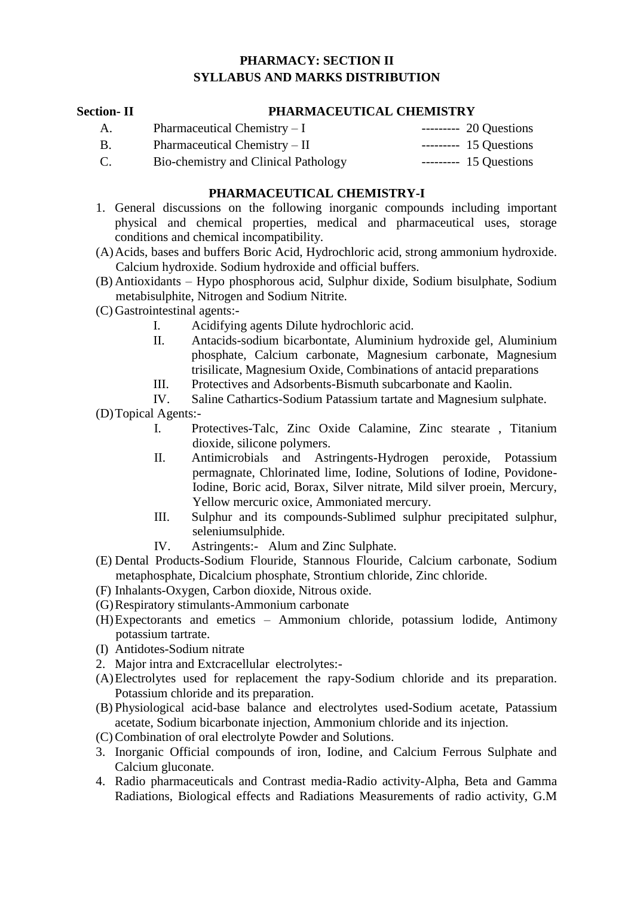# PHARMACY: SECTION II
# SYLLABUS AND MARKS DISTRIBUTION

**Section- II** **PHARMACEUTICAL CHEMISTRY**

| | | |
|---|---|---|
| A. | Pharmaceutical Chemistry – I | --------- 20 Questions |
| B. | Pharmaceutical Chemistry – II | --------- 15 Questions |
| C. | Bio-chemistry and Clinical Pathology | --------- 15 Questions |

## PHARMACEUTICAL CHEMISTRY-I

1. General discussions on the following inorganic compounds including important physical and chemical properties, medical and pharmaceutical uses, storage conditions and chemical incompatibility.

(A) Acids, bases and buffers Boric Acid, Hydrochloric acid, strong ammonium hydroxide. Calcium hydroxide. Sodium hydroxide and official buffers.

(B) Antioxidants – Hypo phosphorous acid, Sulphur dixide, Sodium bisulphate, Sodium metabisulphite, Nitrogen and Sodium Nitrite.

(C) Gastrointestinal agents:-

- I. Acidifying agents Dilute hydrochloric acid.
- II. Antacids-sodium bicarbontate, Aluminium hydroxide gel, Aluminium phosphate, Calcium carbonate, Magnesium carbonate, Magnesium trisilicate, Magnesium Oxide, Combinations of antacid preparations
- III. Protectives and Adsorbents-Bismuth subcarbonate and Kaolin.
- IV. Saline Cathartics-Sodium Patassium tartate and Magnesium sulphate.

(D) Topical Agents:-

- I. Protectives-Talc, Zinc Oxide Calamine, Zinc stearate , Titanium dioxide, silicone polymers.
- II. Antimicrobials and Astringents-Hydrogen peroxide, Potassium permagnate, Chlorinated lime, Iodine, Solutions of Iodine, Povidone-Iodine, Boric acid, Borax, Silver nitrate, Mild silver proein, Mercury, Yellow mercuric oxice, Ammoniated mercury.
- III. Sulphur and its compounds-Sublimed sulphur precipitated sulphur, seleniumsulphide.
- IV. Astringents:- Alum and Zinc Sulphate.

(E) Dental Products-Sodium Flouride, Stannous Flouride, Calcium carbonate, Sodium metaphosphate, Dicalcium phosphate, Strontium chloride, Zinc chloride.

(F) Inhalants-Oxygen, Carbon dioxide, Nitrous oxide.

(G) Respiratory stimulants-Ammonium carbonate

(H) Expectorants and emetics – Ammonium chloride, potassium lodide, Antimony potassium tartrate.

(I) Antidotes-Sodium nitrate

2. Major intra and Extcracellular electrolytes:-

(A) Electrolytes used for replacement the rapy-Sodium chloride and its preparation. Potassium chloride and its preparation.

(B) Physiological acid-base balance and electrolytes used-Sodium acetate, Patassium acetate, Sodium bicarbonate injection, Ammonium chloride and its injection.

(C) Combination of oral electrolyte Powder and Solutions.

3. Inorganic Official compounds of iron, Iodine, and Calcium Ferrous Sulphate and Calcium gluconate.

4. Radio pharmaceuticals and Contrast media-Radio activity-Alpha, Beta and Gamma Radiations, Biological effects and Radiations Measurements of radio activity, G.M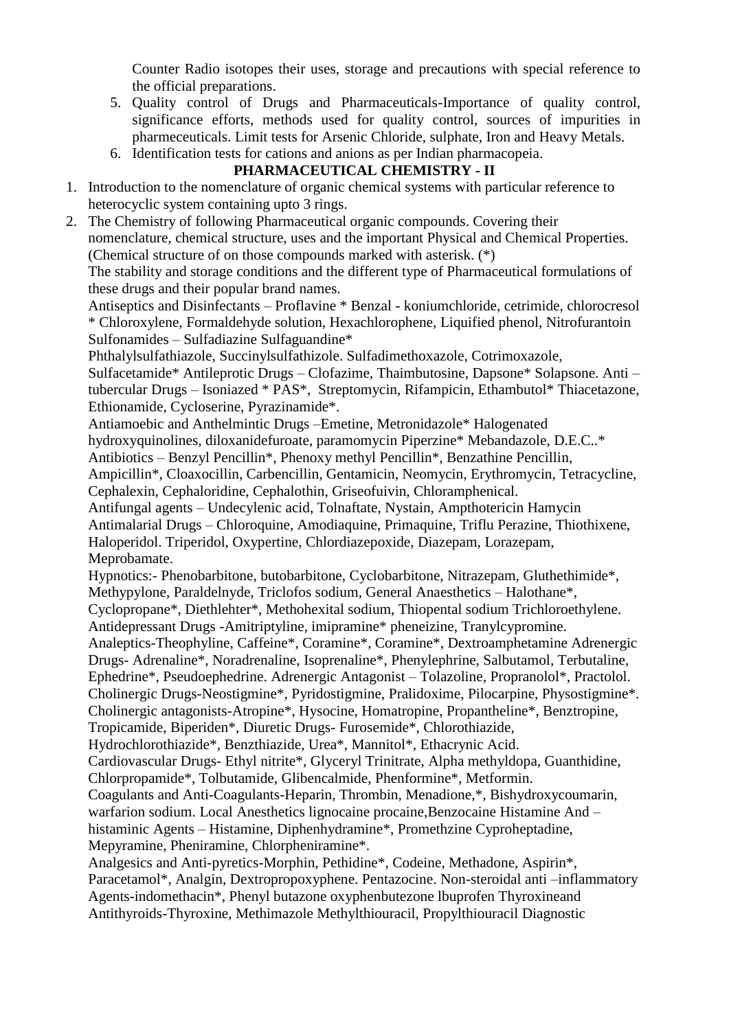Counter Radio isotopes their uses, storage and precautions with special reference to the official preparations.

5. Quality control of Drugs and Pharmaceuticals-Importance of quality control, significance efforts, methods used for quality control, sources of impurities in pharmeceuticals. Limit tests for Arsenic Chloride, sulphate, Iron and Heavy Metals.
6. Identification tests for cations and anions as per Indian pharmacopeia.

## PHARMACEUTICAL CHEMISTRY - II

1. Introduction to the nomenclature of organic chemical systems with particular reference to heterocyclic system containing upto 3 rings.
2. The Chemistry of following Pharmaceutical organic compounds. Covering their nomenclature, chemical structure, uses and the important Physical and Chemical Properties. (Chemical structure of on those compounds marked with asterisk. (*)

   The stability and storage conditions and the different type of Pharmaceutical formulations of these drugs and their popular brand names.

   Antiseptics and Disinfectants – Proflavine * Benzal - koniumchloride, cetrimide, chlorocresol * Chloroxylene, Formaldehyde solution, Hexachlorophene, Liquified phenol, Nitrofurantoin Sulfonamides – Sulfadiazine Sulfaguandine*

   Phthalylsulfathiazole, Succinylsulfathizole. Sulfadimethoxazole, Cotrimoxazole, Sulfacetamide* Antileprotic Drugs – Clofazime, Thaimbutosine, Dapsone* Solapsone. Anti – tubercular Drugs – Isoniazed * PAS*, Streptomycin, Rifampicin, Ethambutol* Thiacetazone, Ethionamide, Cycloserine, Pyrazinamide*.

   Antiamoebic and Anthelmintic Drugs –Emetine, Metronidazole* Halogenated hydroxyquinolines, diloxanidefuroate, paramomycin Piperzine* Mebandazole, D.E.C..*

   Antibiotics – Benzyl Pencillin*, Phenoxy methyl Pencillin*, Benzathine Pencillin, Ampicillin*, Cloaxocillin, Carbencillin, Gentamicin, Neomycin, Erythromycin, Tetracycline, Cephalexin, Cephaloridine, Cephalothin, Griseofuivin, Chloramphenical.

   Antifungal agents – Undecylenic acid, Tolnaftate, Nystain, Ampthotericin Hamycin

   Antimalarial Drugs – Chloroquine, Amodiaquine, Primaquine, Triflu Perazine, Thiothixene, Haloperidol. Triperidol, Oxypertine, Chlordiazepoxide, Diazepam, Lorazepam, Meprobamate.

   Hypnotics:- Phenobarbitone, butobarbitone, Cyclobarbitone, Nitrazepam, Gluthethimide*, Methypylone, Paraldelnyde, Triclofos sodium, General Anaesthetics – Halothane*, Cyclopropane*, Diethlehter*, Methohexital sodium, Thiopental sodium Trichloroethylene.

   Antidepressant Drugs -Amitriptyline, imipramine* pheneizine, Tranylcypromine.

   Analeptics-Theophyline, Caffeine*, Coramine*, Coramine*, Dextroamphetamine Adrenergic Drugs- Adrenaline*, Noradrenaline, Isoprenaline*, Phenylephrine, Salbutamol, Terbutaline, Ephedrine*, Pseudoephedrine. Adrenergic Antagonist – Tolazoline, Propranolol*, Practolol.

   Cholinergic Drugs-Neostigmine*, Pyridostigmine, Pralidoxime, Pilocarpine, Physostigmine*.

   Cholinergic antagonists-Atropine*, Hysocine, Homatropine, Propantheline*, Benztropine, Tropicamide, Biperiden*, Diuretic Drugs- Furosemide*, Chlorothiazide, Hydrochlorothiazide*, Benzthiazide, Urea*, Mannitol*, Ethacrynic Acid.

   Cardiovascular Drugs- Ethyl nitrite*, Glyceryl Trinitrate, Alpha methyldopa, Guanthidine, Chlorpropamide*, Tolbutamide, Glibencalmide, Phenformine*, Metformin.

   Coagulants and Anti-Coagulants-Heparin, Thrombin, Menadione,*, Bishydroxycoumarin, warfarion sodium. Local Anesthetics lignocaine procaine,Benzocaine Histamine And – histaminic Agents – Histamine, Diphenhydramine*, Promethzine Cyproheptadine, Mepyramine, Pheniramine, Chlorpheniramine*.

   Analgesics and Anti-pyretics-Morphin, Pethidine*, Codeine, Methadone, Aspirin*, Paracetamol*, Analgin, Dextropropoxyphene. Pentazocine. Non-steroidal anti –inflammatory Agents-indomethacin*, Phenyl butazone oxyphenbutezone lbuprofen Thyroxineand Antithyroids-Thyroxine, Methimazole Methylthiouracil, Propylthiouracil Diagnostic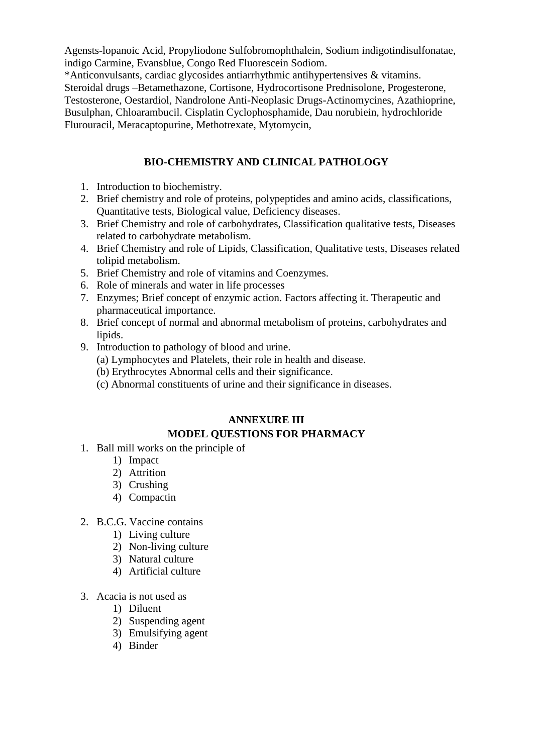Agensts-lopanoic Acid, Propyliodone Sulfobromophthalein, Sodium indigotindisulfonatae, indigo Carmine, Evansblue, Congo Red Fluorescein Sodiom.
*Anticonvulsants, cardiac glycosides antiarrhythmic antihypertensives & vitamins.
Steroidal drugs –Betamethazone, Cortisone, Hydrocortisone Prednisolone, Progesterone, Testosterone, Oestardiol, Nandrolone Anti-Neoplasic Drugs-Actinomycines, Azathioprine, Busulphan, Chloarambucil. Cisplatin Cyclophosphamide, Dau norubiein, hydrochloride Flurouracil, Meracaptopurine, Methotrexate, Mytomycin,

## BIO-CHEMISTRY AND CLINICAL PATHOLOGY

1. Introduction to biochemistry.
2. Brief chemistry and role of proteins, polypeptides and amino acids, classifications, Quantitative tests, Biological value, Deficiency diseases.
3. Brief Chemistry and role of carbohydrates, Classification qualitative tests, Diseases related to carbohydrate metabolism.
4. Brief Chemistry and role of Lipids, Classification, Qualitative tests, Diseases related tolipid metabolism.
5. Brief Chemistry and role of vitamins and Coenzymes.
6. Role of minerals and water in life processes
7. Enzymes; Brief concept of enzymic action. Factors affecting it. Therapeutic and pharmaceutical importance.
8. Brief concept of normal and abnormal metabolism of proteins, carbohydrates and lipids.
9. Introduction to pathology of blood and urine.
   (a) Lymphocytes and Platelets, their role in health and disease.
   (b) Erythrocytes Abnormal cells and their significance.
   (c) Abnormal constituents of urine and their significance in diseases.

## ANNEXURE III
## MODEL QUESTIONS FOR PHARMACY

1. Ball mill works on the principle of
   1) Impact
   2) Attrition
   3) Crushing
   4) Compactin

2. B.C.G. Vaccine contains
   1) Living culture
   2) Non-living culture
   3) Natural culture
   4) Artificial culture

3. Acacia is not used as
   1) Diluent
   2) Suspending agent
   3) Emulsifying agent
   4) Binder